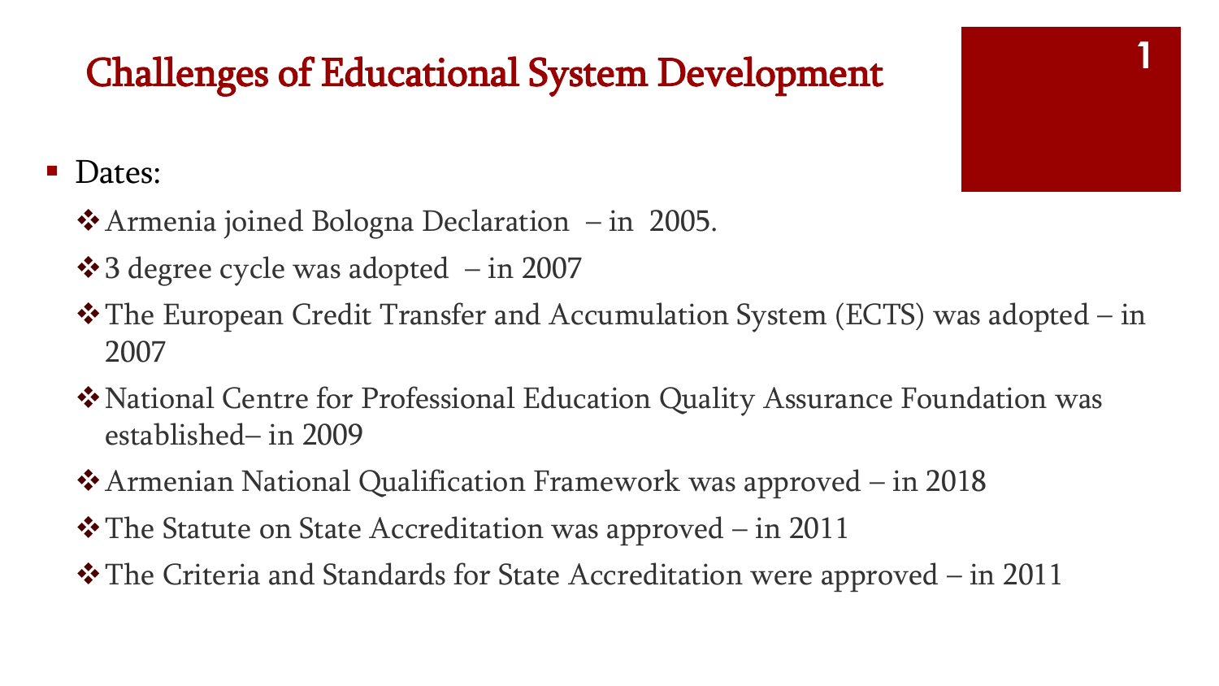# Challenges of Educational System Development

- Dates:
  - Armenia joined Bologna Declaration – in 2005.
  - 3 degree cycle was adopted – in 2007
  - The European Credit Transfer and Accumulation System (ECTS) was adopted – in 2007
  - National Centre for Professional Education Quality Assurance Foundation was established– in 2009
  - Armenian National Qualification Framework was approved – in 2018
  - The Statute on State Accreditation was approved – in 2011
  - The Criteria and Standards for State Accreditation were approved – in 2011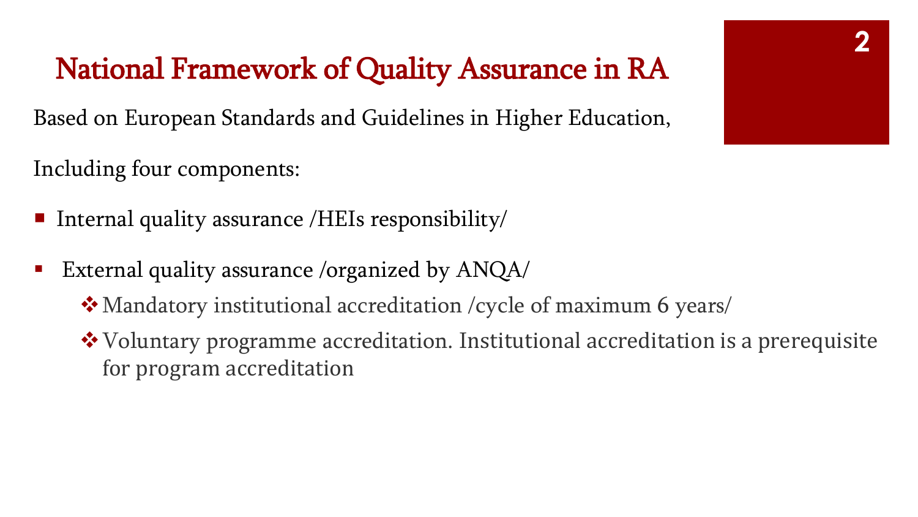# National Framework of Quality Assurance in RA

Based on European Standards and Guidelines in Higher Education,

Including four components:

- Internal quality assurance /HEIs responsibility/
- External quality assurance /organized by ANQA/
  - Mandatory institutional accreditation /cycle of maximum 6 years/
  - Voluntary programme accreditation. Institutional accreditation is a prerequisite for program accreditation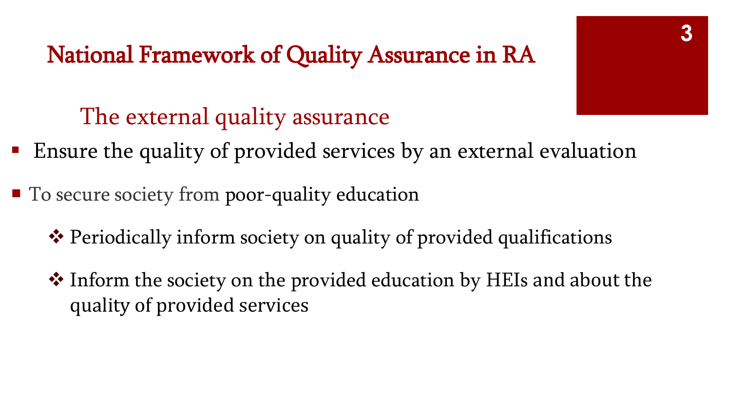# National Framework of Quality Assurance in RA

## The external quality assurance

- Ensure the quality of provided services by an external evaluation
- To secure society from poor-quality education
  - Periodically inform society on quality of provided qualifications
  - Inform the society on the provided education by HEIs and about the quality of provided services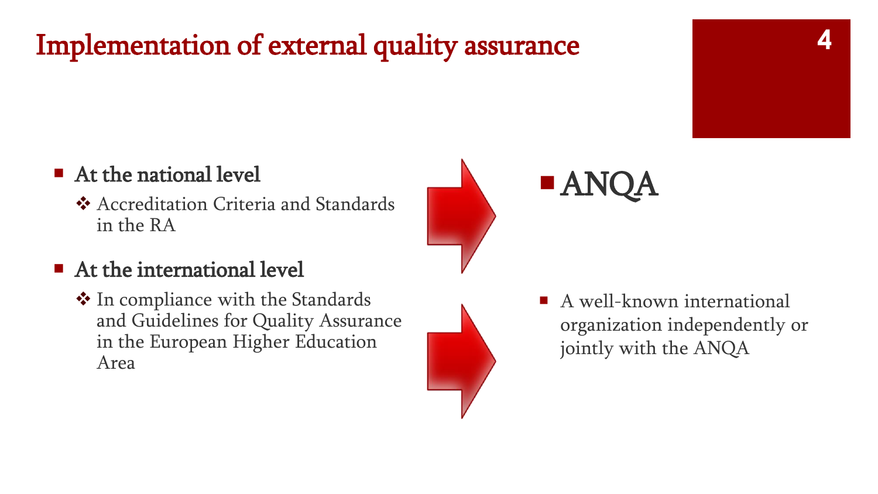# Implementation of external quality assurance

- **At the national level**
  - Accreditation Criteria and Standards in the RA

→ **ANQA**

- **At the international level**
  - In compliance with the Standards and Guidelines for Quality Assurance in the European Higher Education Area

→ A well-known international organization independently or jointly with the ANQA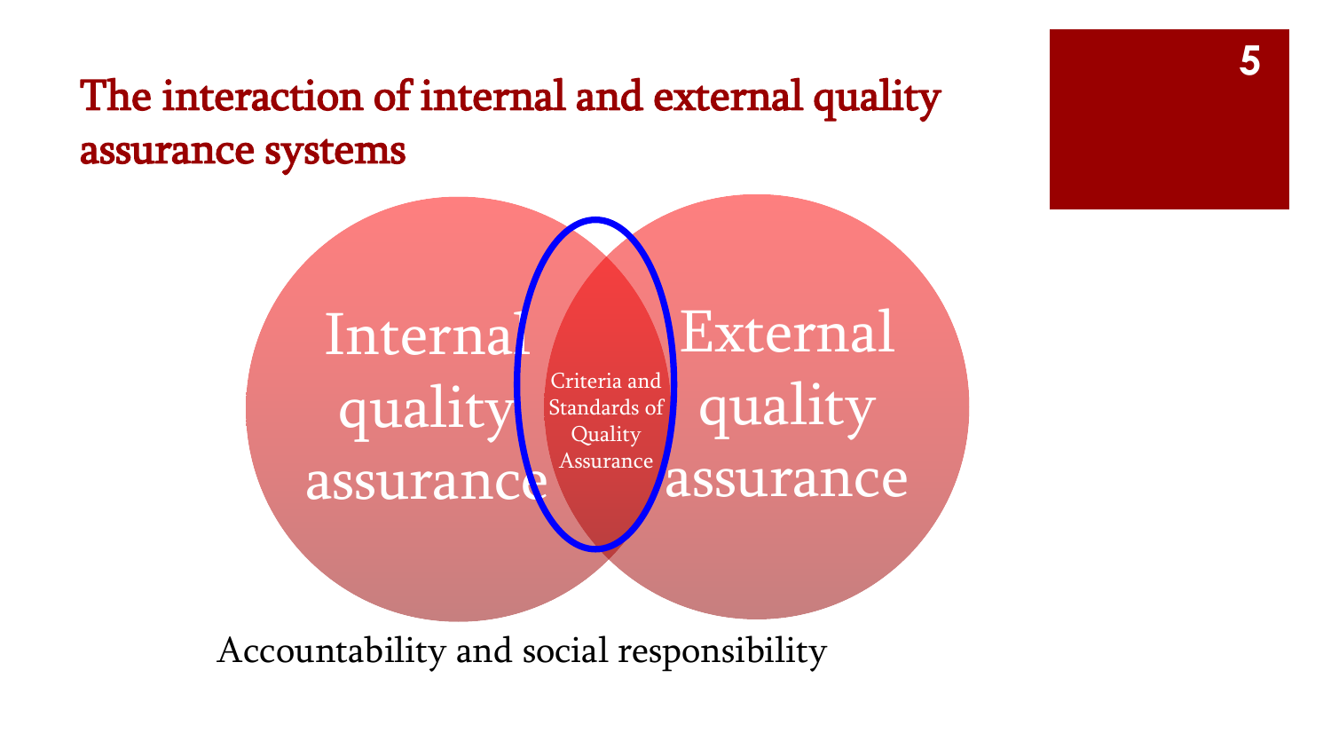# The interaction of internal and external quality assurance systems

Internal quality assurance

Criteria and Standards of Quality Assurance

External quality assurance

Accountability and social responsibility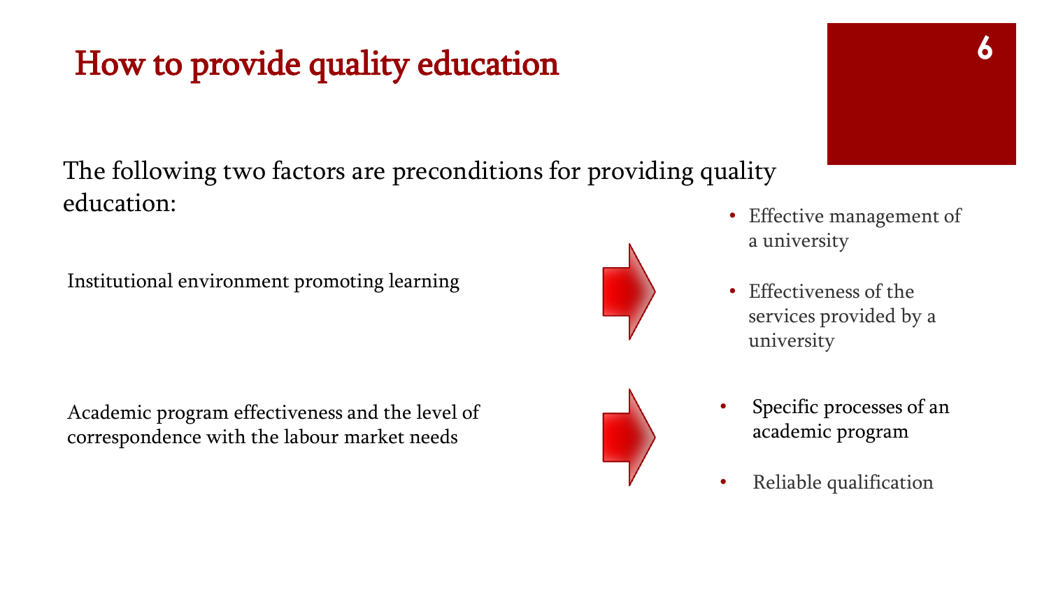# How to provide quality education

The following two factors are preconditions for providing quality education:

Institutional environment promoting learning →

- Effective management of a university
- Effectiveness of the services provided by a university

Academic program effectiveness and the level of correspondence with the labour market needs →

- Specific processes of an academic program
- Reliable qualification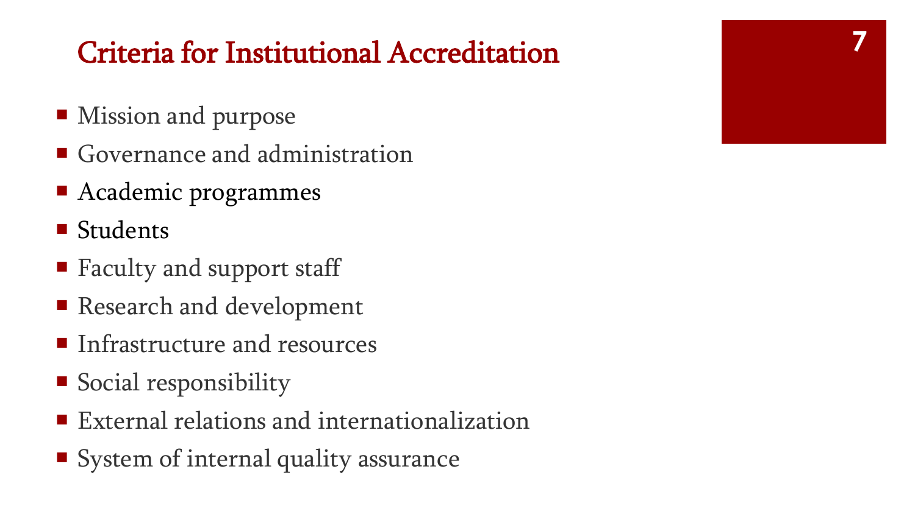## Criteria for Institutional Accreditation

- Mission and purpose
- Governance and administration
- Academic programmes
- Students
- Faculty and support staff
- Research and development
- Infrastructure and resources
- Social responsibility
- External relations and internationalization
- System of internal quality assurance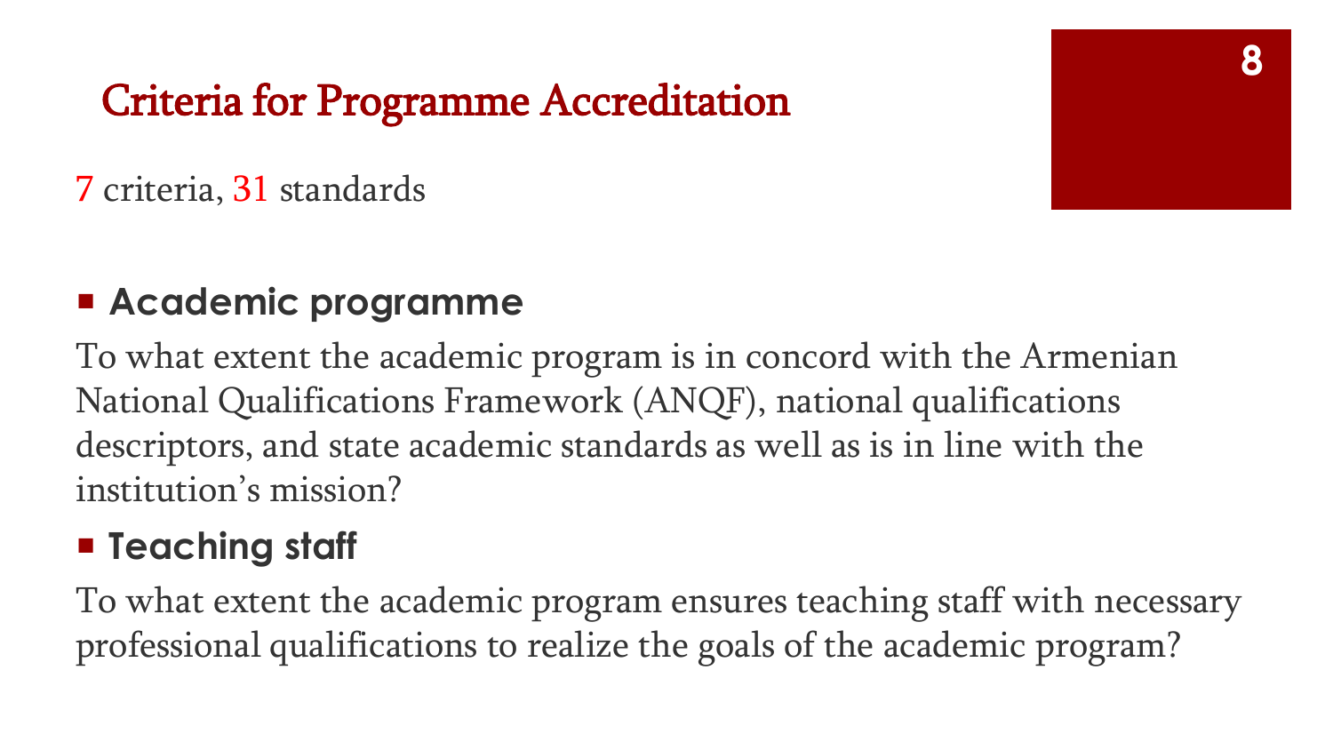# Criteria for Programme Accreditation

7 criteria, 31 standards

- **Academic programme**

To what extent the academic program is in concord with the Armenian National Qualifications Framework (ANQF), national qualifications descriptors, and state academic standards as well as is in line with the institution's mission?

- **Teaching staff**

To what extent the academic program ensures teaching staff with necessary professional qualifications to realize the goals of the academic program?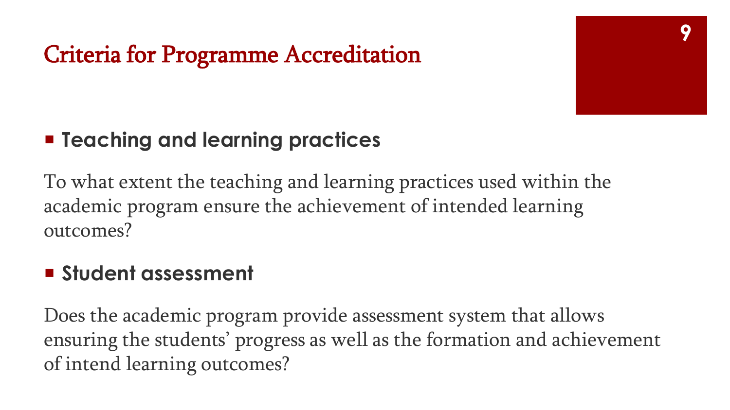# Criteria for Programme Accreditation

- **Teaching and learning practices**

To what extent the teaching and learning practices used within the academic program ensure the achievement of intended learning outcomes?

- **Student assessment**

Does the academic program provide assessment system that allows ensuring the students' progress as well as the formation and achievement of intend learning outcomes?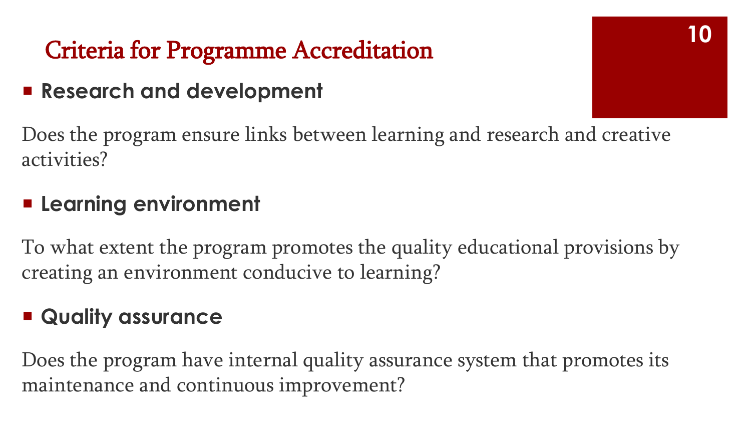# Criteria for Programme Accreditation

- **Research and development**

Does the program ensure links between learning and research and creative activities?

- **Learning environment**

To what extent the program promotes the quality educational provisions by creating an environment conducive to learning?

- **Quality assurance**

Does the program have internal quality assurance system that promotes its maintenance and continuous improvement?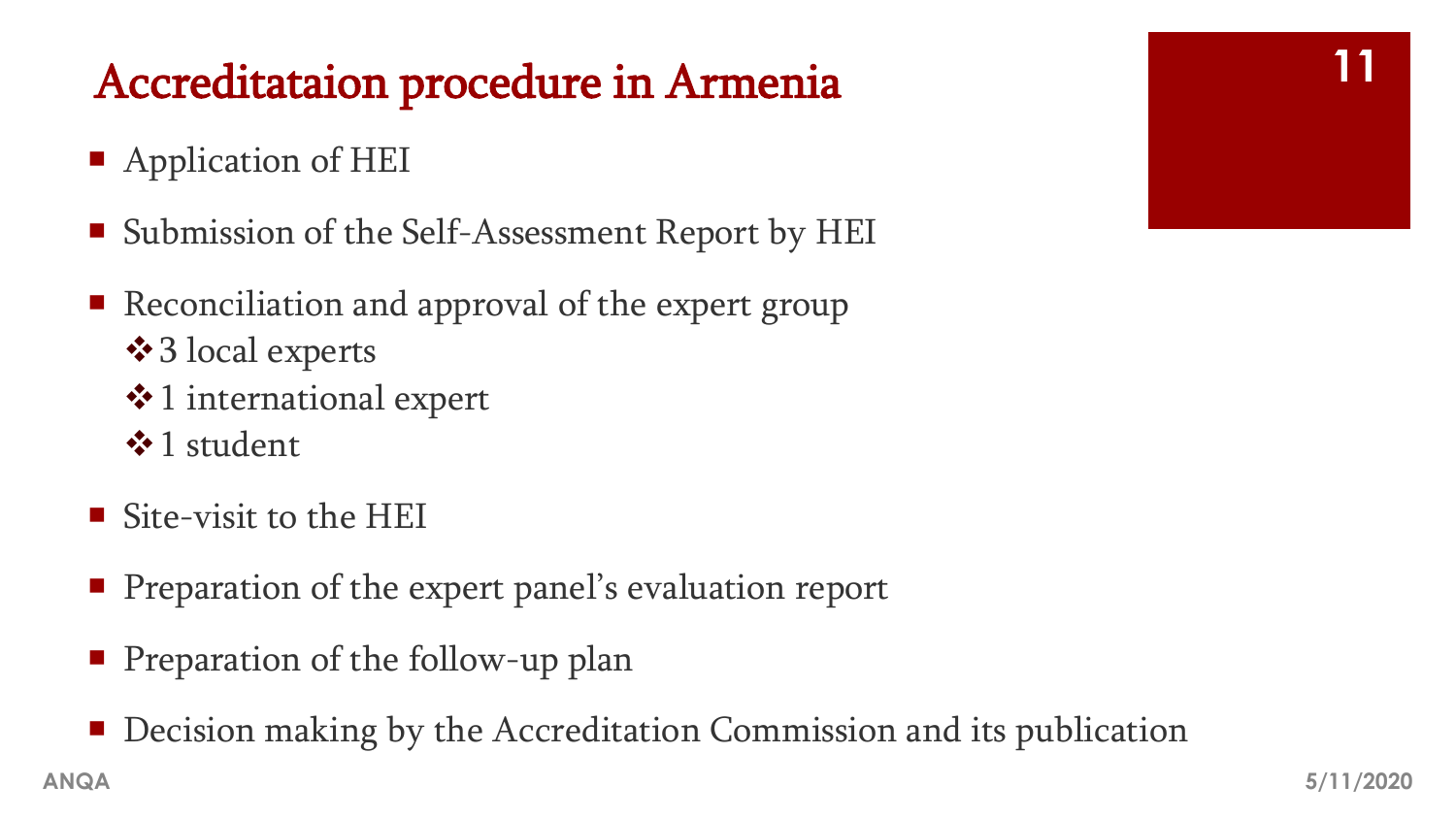# Accreditataion procedure in Armenia

- Application of HEI
- Submission of the Self-Assessment Report by HEI
- Reconciliation and approval of the expert group
  - 3 local experts
  - 1 international expert
  - 1 student
- Site-visit to the HEI
- Preparation of the expert panel's evaluation report
- Preparation of the follow-up plan
- Decision making by the Accreditation Commission and its publication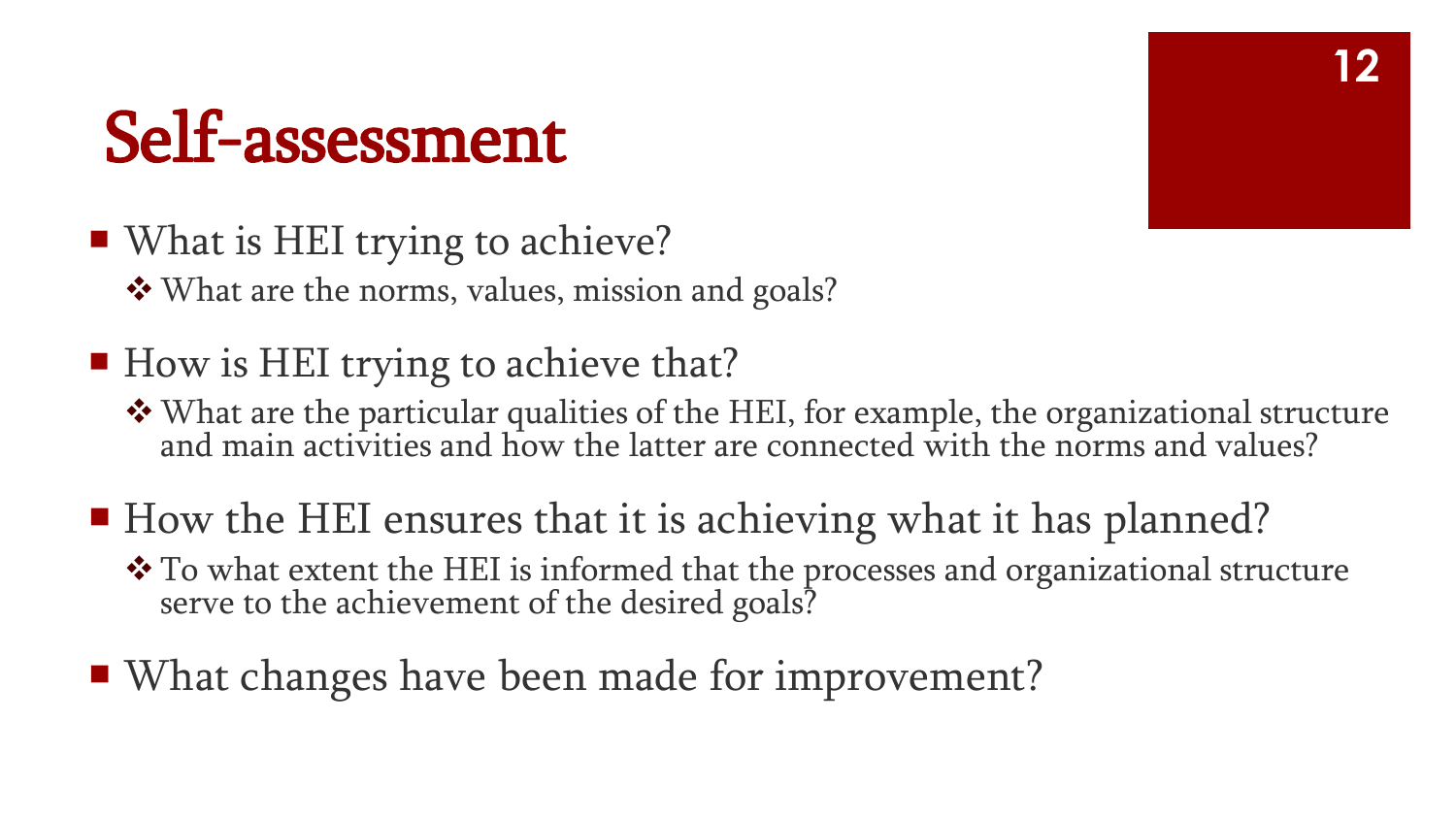# Self-assessment

- What is HEI trying to achieve?
  - What are the norms, values, mission and goals?
- How is HEI trying to achieve that?
  - What are the particular qualities of the HEI, for example, the organizational structure and main activities and how the latter are connected with the norms and values?
- How the HEI ensures that it is achieving what it has planned?
  - To what extent the HEI is informed that the processes and organizational structure serve to the achievement of the desired goals?
- What changes have been made for improvement?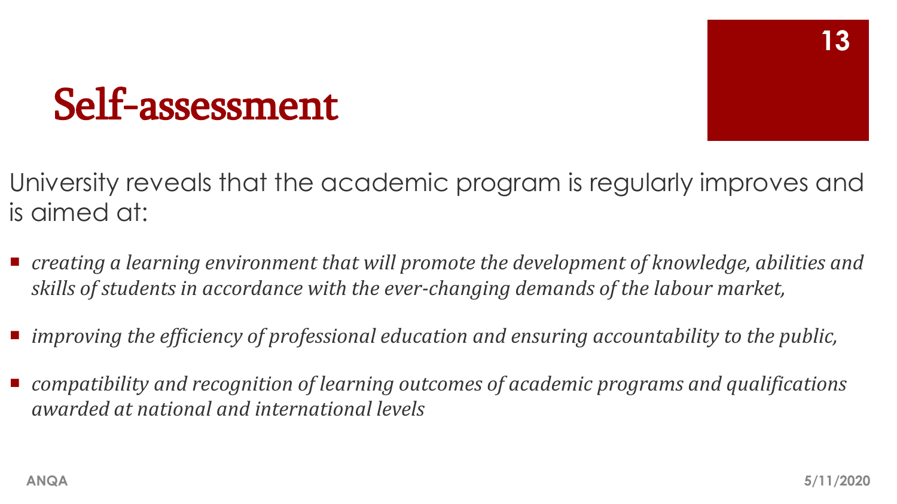# Self-assessment

University reveals that the academic program is regularly improves and is aimed at:

- *creating a learning environment that will promote the development of knowledge, abilities and skills of students in accordance with the ever-changing demands of the labour market,*
- *improving the efficiency of professional education and ensuring accountability to the public,*
- *compatibility and recognition of learning outcomes of academic programs and qualifications awarded at national and international levels*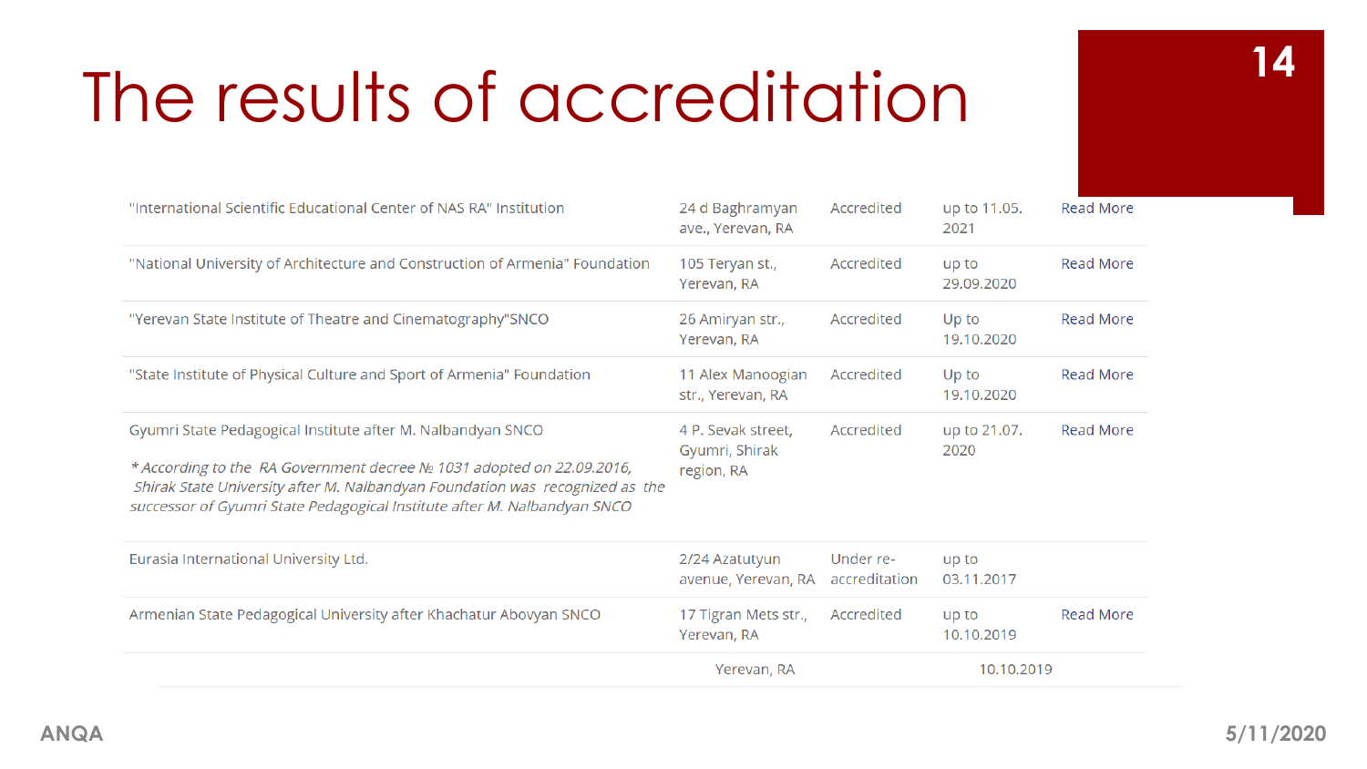# The results of accreditation

| | | | | |
|---|---|---|---|---|
| "International Scientific Educational Center of NAS RA" Institution | 24 d Baghramyan ave., Yerevan, RA | Accredited | up to 11.05. 2021 | Read More |
| "National University of Architecture and Construction of Armenia" Foundation | 105 Teryan st., Yerevan, RA | Accredited | up to 29.09.2020 | Read More |
| "Yerevan State Institute of Theatre and Cinematography"SNCO | 26 Amiryan str., Yerevan, RA | Accredited | Up to 19.10.2020 | Read More |
| "State Institute of Physical Culture and Sport of Armenia" Foundation | 11 Alex Manoogian str., Yerevan, RA | Accredited | Up to 19.10.2020 | Read More |
| Gyumri State Pedagogical Institute after M. Nalbandyan SNCO<br><br>*\* According to the RA Government decree № 1031 adopted on 22.09.2016, Shirak State University after M. Nalbandyan Foundation was recognized as the successor of Gyumri State Pedagogical Institute after M. Nalbandyan SNCO* | 4 P. Sevak street, Gyumri, Shirak region, RA | Accredited | up to 21.07. 2020 | Read More |
| Eurasia International University Ltd. | 2/24 Azatutyun avenue, Yerevan, RA | Under re-accreditation | up to 03.11.2017 | |
| Armenian State Pedagogical University after Khachatur Abovyan SNCO | 17 Tigran Mets str., Yerevan, RA | Accredited | up to 10.10.2019 | Read More |
| | Yerevan, RA | | 10.10.2019 | |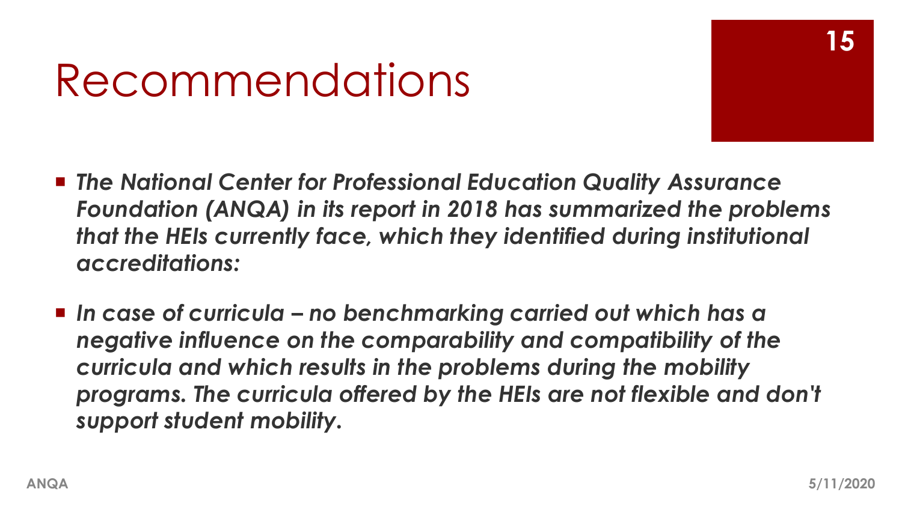# Recommendations

- ***The National Center for Professional Education Quality Assurance Foundation (ANQA) in its report in 2018 has summarized the problems that the HEIs currently face, which they identified during institutional accreditations:***

- ***In case of curricula – no benchmarking carried out which has a negative influence on the comparability and compatibility of the curricula and which results in the problems during the mobility programs. The curricula offered by the HEIs are not flexible and don't support student mobility.***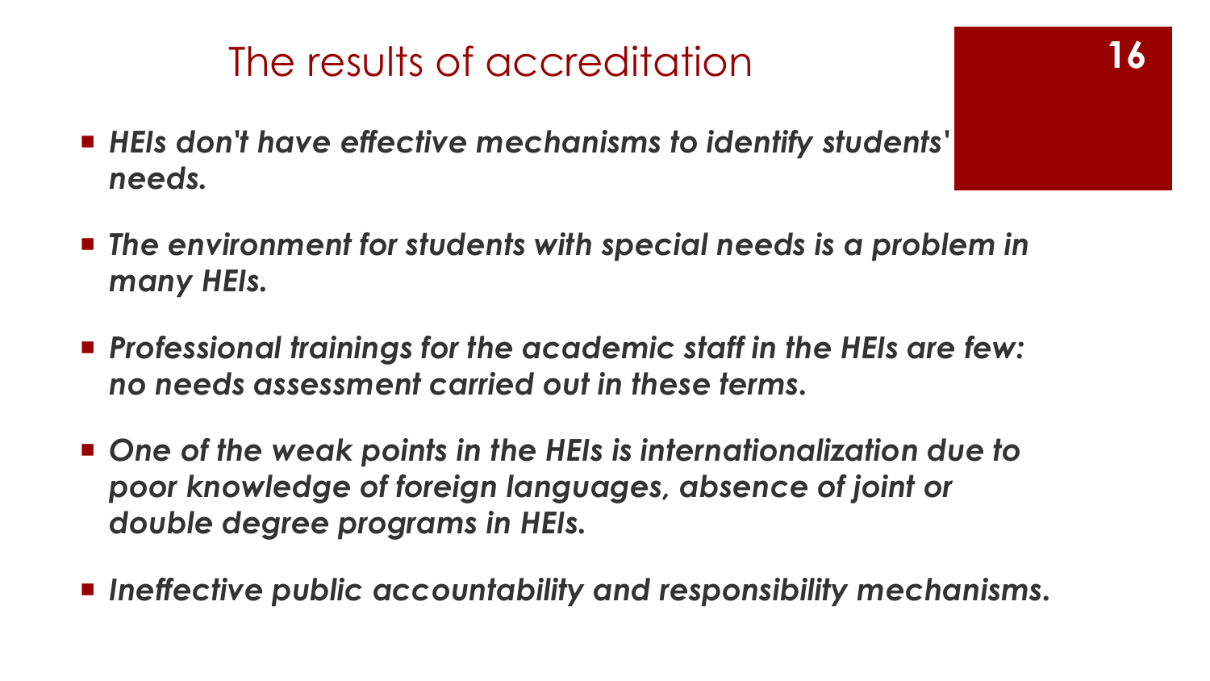# The results of accreditation

- ***HEIs don't have effective mechanisms to identify students' needs.***

- ***The environment for students with special needs is a problem in many HEIs.***

- ***Professional trainings for the academic staff in the HEIs are few: no needs assessment carried out in these terms.***

- ***One of the weak points in the HEIs is internationalization due to poor knowledge of foreign languages, absence of joint or double degree programs in HEIs.***

- ***Ineffective public accountability and responsibility mechanisms.***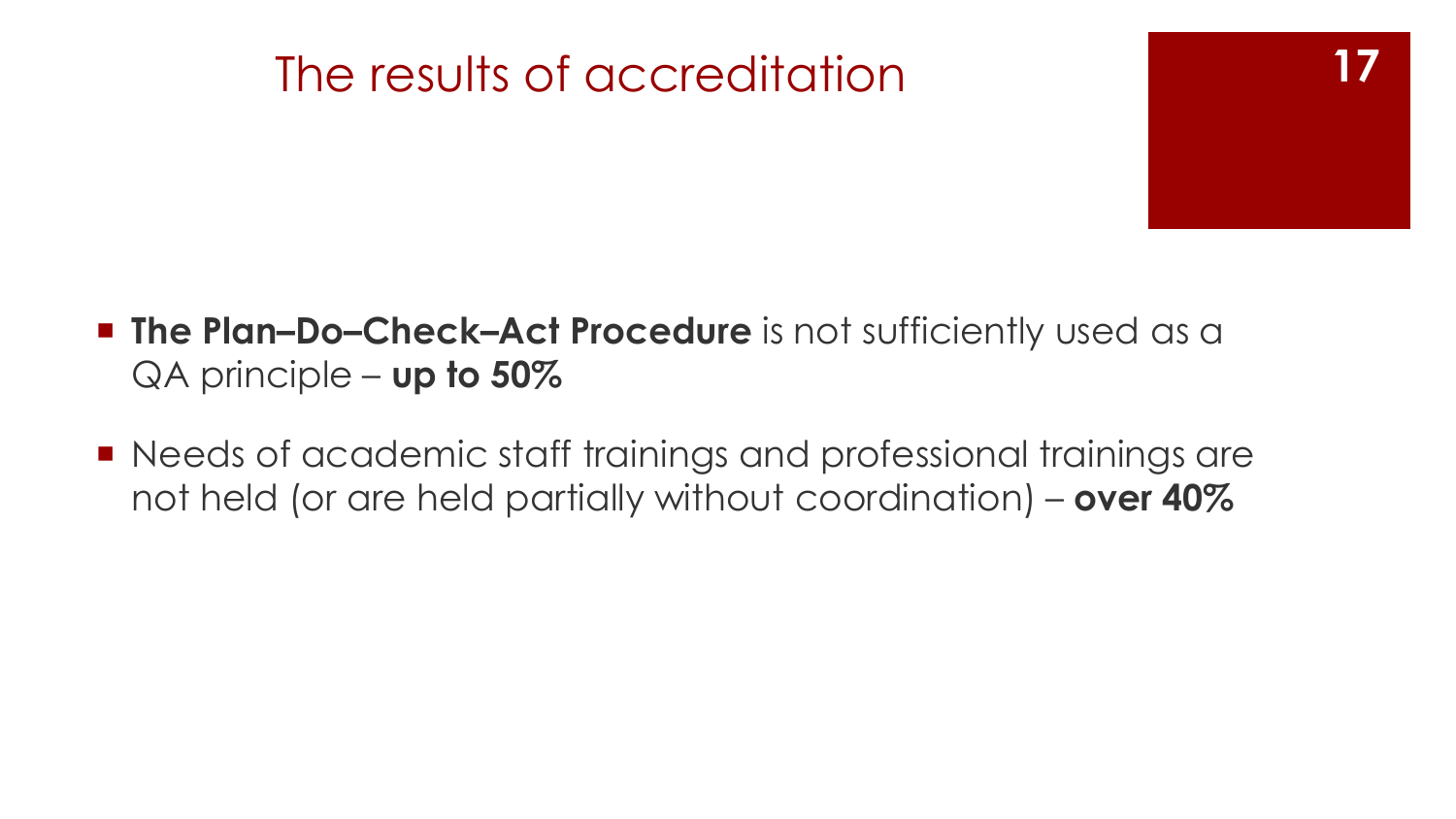# The results of accreditation

- **The Plan–Do–Check–Act Procedure** is not sufficiently used as a QA principle – **up to 50%**
- Needs of academic staff trainings and professional trainings are not held (or are held partially without coordination) – **over 40%**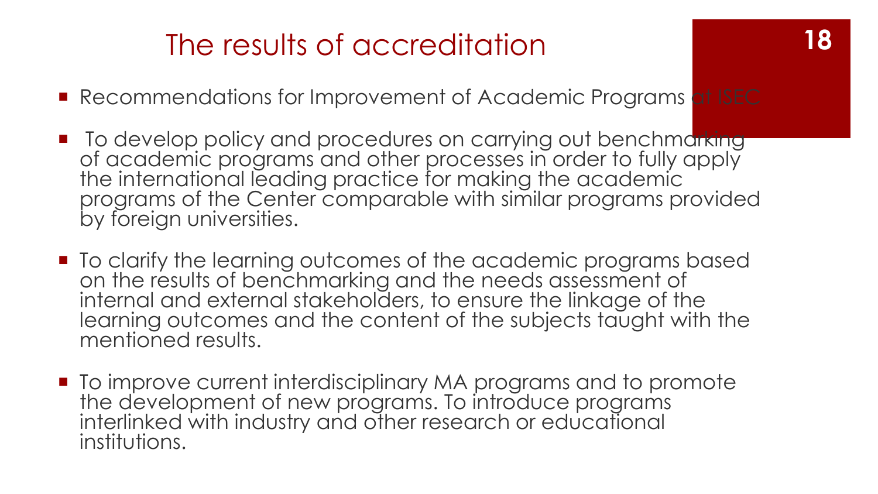# The results of accreditation

- Recommendations for Improvement of Academic Programs at ISEC

- To develop policy and procedures on carrying out benchmarking of academic programs and other processes in order to fully apply the international leading practice for making the academic programs of the Center comparable with similar programs provided by foreign universities.

- To clarify the learning outcomes of the academic programs based on the results of benchmarking and the needs assessment of internal and external stakeholders, to ensure the linkage of the learning outcomes and the content of the subjects taught with the mentioned results.

- To improve current interdisciplinary MA programs and to promote the development of new programs. To introduce programs interlinked with industry and other research or educational institutions.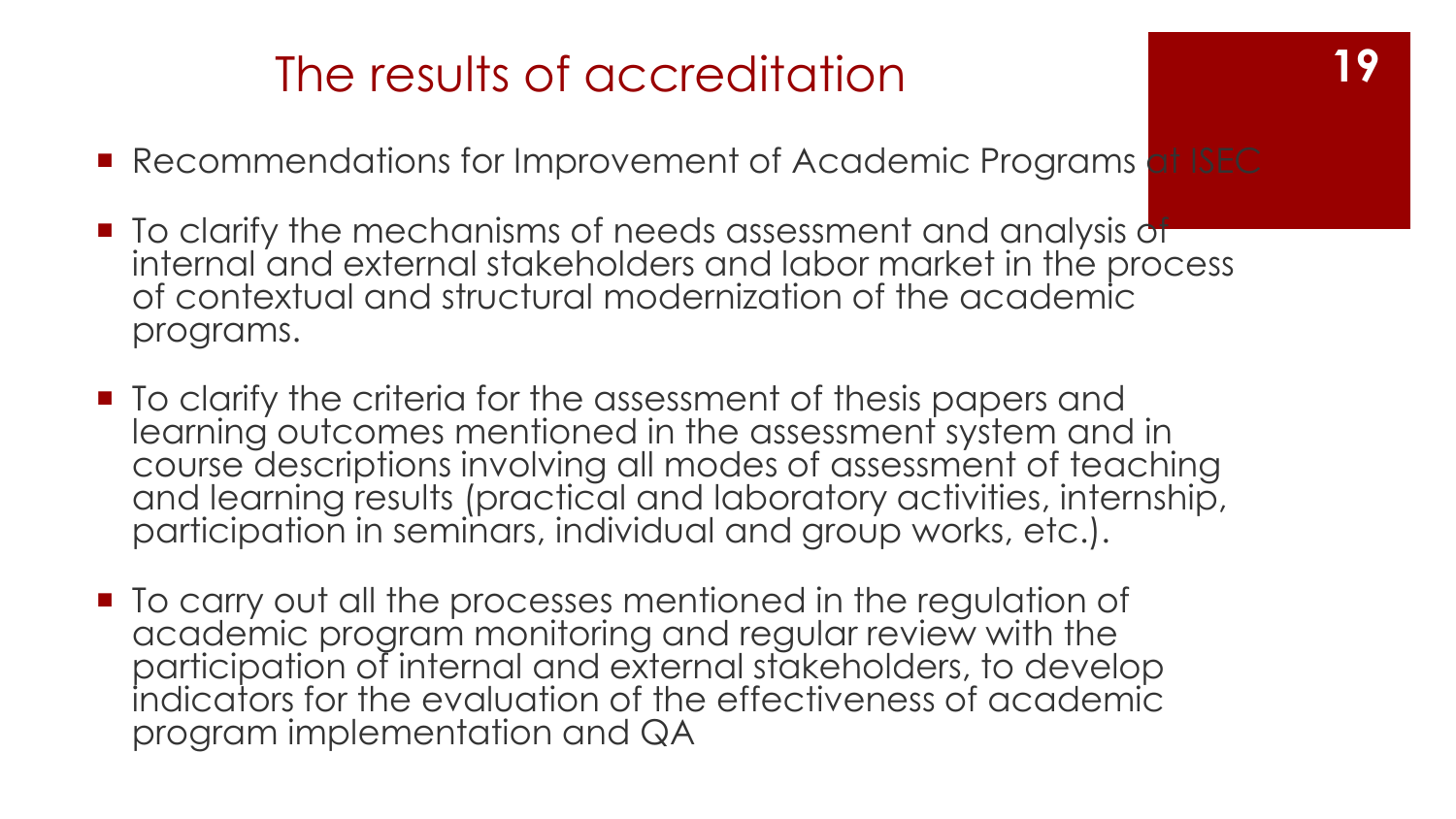# The results of accreditation

- Recommendations for Improvement of Academic Programs at ISEC
- To clarify the mechanisms of needs assessment and analysis of internal and external stakeholders and labor market in the process of contextual and structural modernization of the academic programs.
- To clarify the criteria for the assessment of thesis papers and learning outcomes mentioned in the assessment system and in course descriptions involving all modes of assessment of teaching and learning results (practical and laboratory activities, internship, participation in seminars, individual and group works, etc.).
- To carry out all the processes mentioned in the regulation of academic program monitoring and regular review with the participation of internal and external stakeholders, to develop indicators for the evaluation of the effectiveness of academic program implementation and QA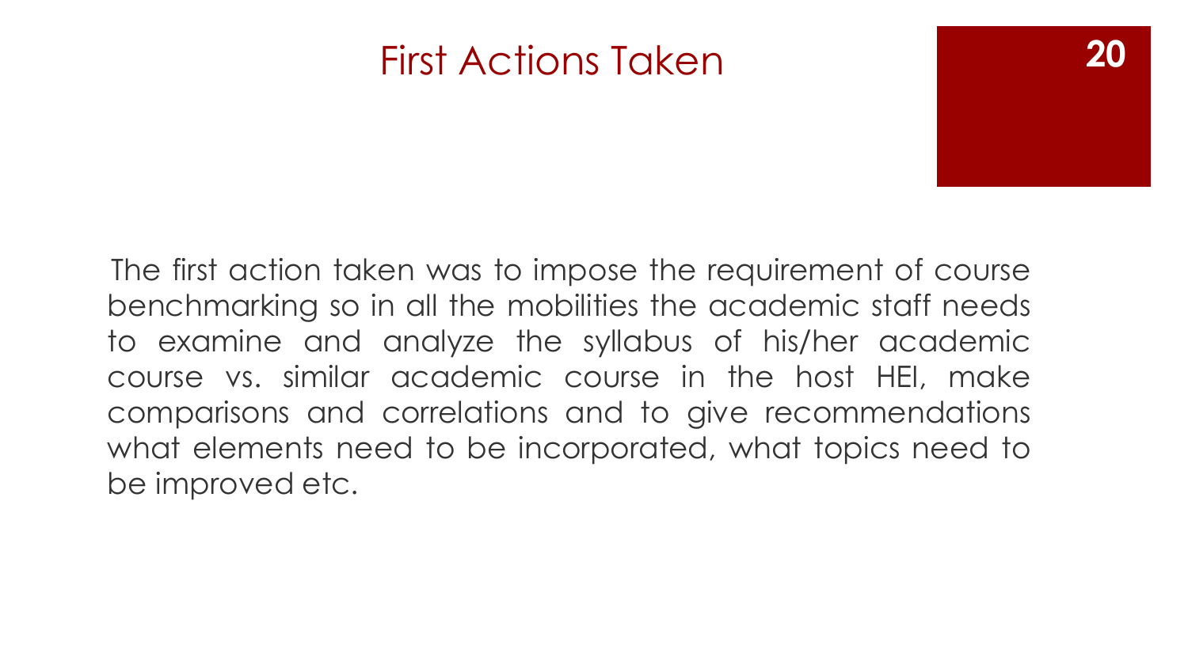# First Actions Taken

The first action taken was to impose the requirement of course benchmarking so in all the mobilities the academic staff needs to examine and analyze the syllabus of his/her academic course vs. similar academic course in the host HEI, make comparisons and correlations and to give recommendations what elements need to be incorporated, what topics need to be improved etc.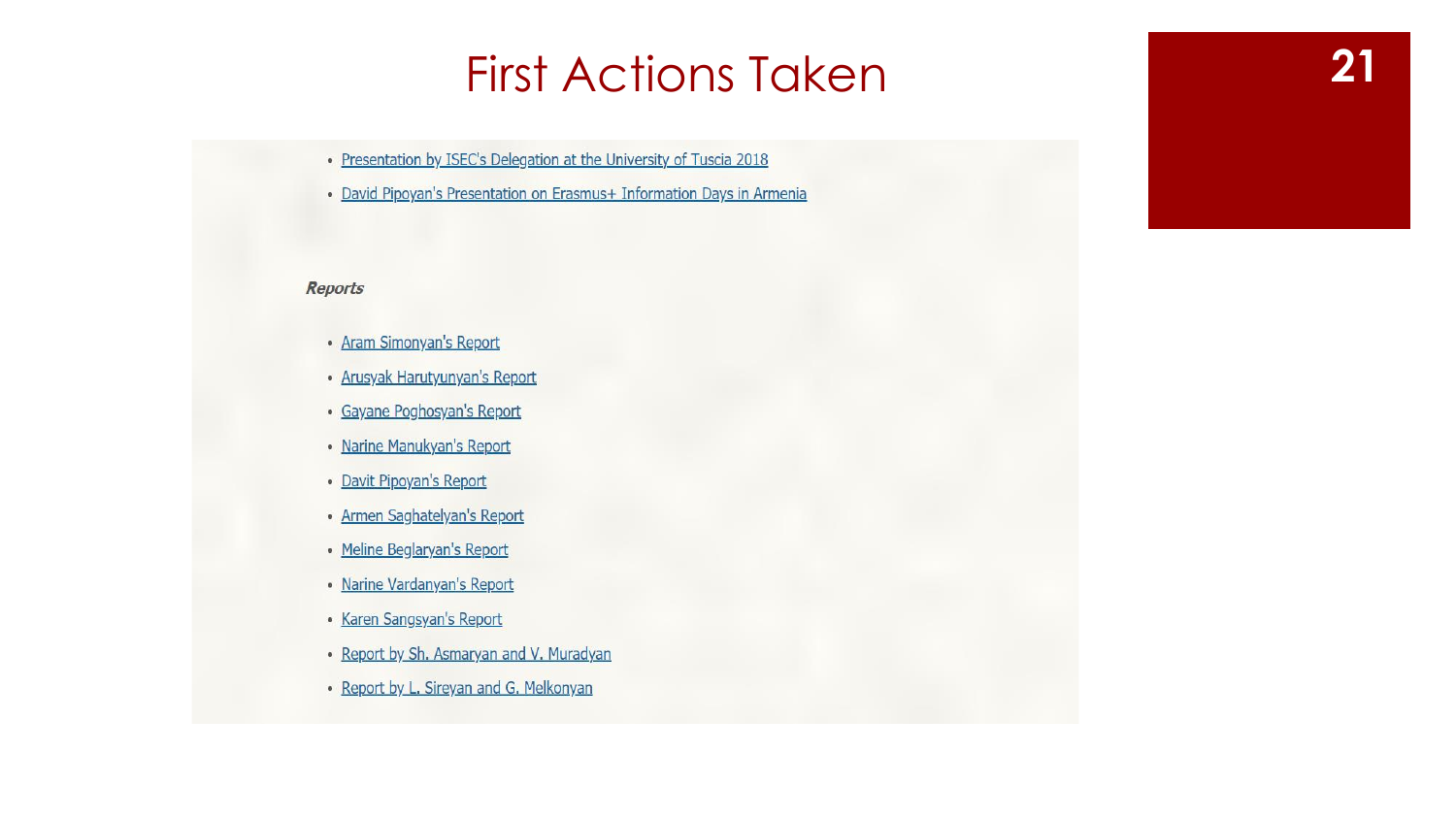# First Actions Taken

- Presentation by ISEC's Delegation at the University of Tuscia 2018
- David Pipoyan's Presentation on Erasmus+ Information Days in Armenia

***Reports***

- Aram Simonyan's Report
- Arusyak Harutyunyan's Report
- Gayane Poghosyan's Report
- Narine Manukyan's Report
- Davit Pipoyan's Report
- Armen Saghatelyan's Report
- Meline Beglaryan's Report
- Narine Vardanyan's Report
- Karen Sangsyan's Report
- Report by Sh. Asmaryan and V. Muradyan
- Report by L. Sireyan and G. Melkonyan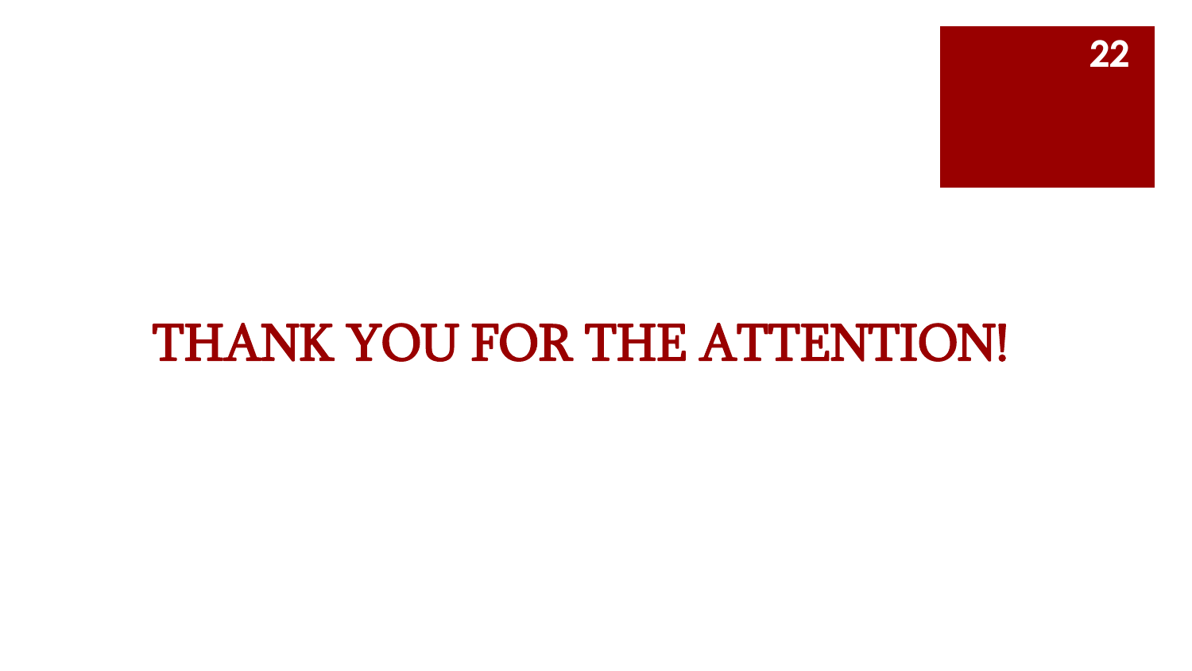# THANK YOU FOR THE ATTENTION!